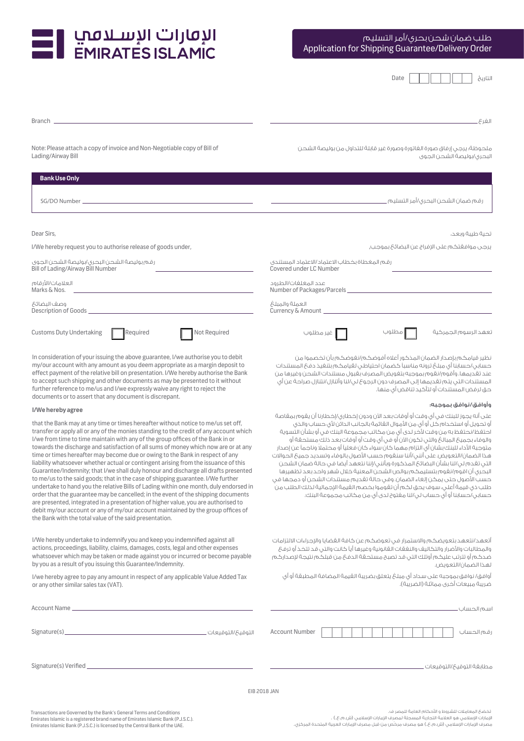# الإمارات الإسلامي
# EMIRATES ISLAMIC

## طلب ضمان شحن بحري/أمر التسليم
## Application for Shipping Guarantee/Delivery Order

Date ☐☐ ☐☐ ☐☐ التاريخ

Branch ____________________ الفرع ____________________

Note: Please attach a copy of invoice and Non-Negotiable copy of Bill of Lading/Airway Bill

ملحوظة: يرجى إرفاق صورة الفاتورة وصورة غير قابلة للتداول من بوليصة الشحن البحري/بوليصة الشحن الجوي

**Bank Use Only**

SG/DO Number ____________________ رقم ضمان الشحن البحري/أمر التسليم ____________________

Dear Sirs,

تحية طيبة وبعد،

I/We hereby request you to authorise release of goods under,

يرجى موافقتكم على الإفراج عن البضائع بموجب،

رقم بوليصة الشحن البحري/بوليصة الشحن الجوي
Bill of Lading/Airway Bill Number ____________________

رقم المغطاة بخطاب الاعتماد/الاعتماد المستندي
Covered under LC Number ____________________

العلامات/الأرقام
Marks & Nos. ____________________

عدد المغلفات/الطرود
Number of Packages/Parcels ____________________

وصف البضائع
Description of Goods ____________________

العملة والمبلغ
Currency & Amount ____________________

Customs Duty Undertaking ☐ Required ☐ Not Required

تعهد الرسوم الجمركية ☐ مطلوب ☐ غير مطلوب

In consideration of your issuing the above guarantee, I/we authorise you to debit my/our account with any amount as you deem appropriate as a margin deposit to effect payment of the relative bill on presentation. I/We hereby authorise the Bank to accept such shipping and other documents as may be presented to it without further reference to me/us and I/we expressly waive any right to reject the documents or to assert that any document is discrepant.

نظير قيامكم بإصدار الضمان المذكور أعلاه أفوضكم/نفوضكم بأن تخصموا من حسابي/حسابنا أي مبلغ ترونه مناسبا كضمان احتياطي لقيامكم بتنفيذ دفع المستندات عند تقديمها. وأقوم/نقوم بموجبه بتفويض المصرف بقبول مستندات الشحن وغيرها من المستندات التي يتم تقديمها إلى المصرف دون الرجوع لي/لنا وأتنازل/نتنازل صراحة عن أي حق لرفض المستندات أو لتأكيد تناقض أي منها.

**I/We hereby agree**

that the Bank may at any time or times hereafter without notice to me/us set off, transfer or apply all or any of the monies standing to the credit of any account which I/we from time to time maintain with any of the group offices of the Bank in or towards the discharge and satisfaction of all sums of money which now are or at any time or times hereafter may become due or owing to the Bank in respect of any liability whatsoever whether actual or contingent arising from the issuance of this Guarantee/Indemnity; that I/we shall duly honour and discharge all drafts presented to me/us the said goods; that in the case of shipping guarantee. I/We further undertake to hand you the relative Bills of Lading within one month, duly endorsed in order that the guarantee may be cancelled; in the event of the shipping documents are presented, integrated in a presentation of higher value, you are authorised to debit my/our account or any of my/our account maintained by the group offices of the Bank with the total value of the said presentation.

**وأوافق/نوافق بموجبه:**

على أنه يجوز للبنك في أي وقت أو أوقات بعد الآن ودون إخطاري/إخطارنا أن يقوم بمقاصة أو تحويل أو استخدام كل أو أي من الأموال القائمة بالجانب الدائن لأي حساب والذي احتفظ/نحتفظ به من وقت لآخر لدى أي من مكاتب مجموعة البنك في أو بشأن التسوية والوفاء بجميع المبالغ والتي تكون الآن أو في أي وقت أو أوقات بعد ذلك مستحقة أو متوجبة الأداء للبنك بشأن أي التزام مهما كان سواء كان فعليا أو محتملا وناجما عن إصدار هذا الضمان/التعويض. على أنني/أننا سنقوم حسب الأصول بالوفاء وتسديد جميع الحوالات التي تقدم لي/لنا بشأن البضائع المذكورة وبأنني/إننا نتعهد أيضا في حالة ضمان الشحن البحري أن اقوم/نقوم بتسليمكم بوالص الشحن المعنية خلال شهر واحد بعد تظهيرها حسب الأصول حتى يمكن إلغاء الضمان. وفي حالة تقديم مستندات الشحن أو دمجها في طلب ذي قيمة أعلى، سوف يحق لكم أن تقوموا بخصم القيمة الإجمالية لذلك الطلب من حسابي/حسابنا أو أي حساب لي/لنا مفتوح لدى أي من مكاتب مجموعة البنك.

I/We hereby undertake to indemnify you and keep you indemnified against all actions, proceedings, liability, claims, damages, costs, legal and other expenses whatsoever which may be taken or made against you or incurred or become payable by you as a result of you issuing this Guarantee/Indemnity.

أتعهد/نتعهد بتعويضكم والاستمرار في تعويضكم عن كافة القضايا والإجراءات الالتزامات والمطالبات والأضرار والتكاليف والنفقات القانونية وغيرها أيا كانت والتي قد تتخذ أو ترفع ضدكم أو تترتب عليكم أولئك التي قد تصبح مستحقة الدفع من قبلكم نتيجة لإصداركم لهذا الضمان/التعويض.

I/we hereby agree to pay any amount in respect of any applicable Value Added Tax or any other similar sales tax (VAT).

أوافق/نوافق بموجبه على سداد أي مبلغ يتعلق بضريبة القيمة المضافة المطبقة أو أي ضريبة مبيعات أخرى مماثلة (الضريبة).

Account Name ____________________ اسم الحساب ____________________

Signature(s) ____________________ التوقيع/التوقيعات

Account Number ☐☐☐☐☐☐☐☐☐☐☐☐☐☐ رقم الحساب

Signature(s) Verified ____________________ مطابقة التوقيع/التوقيعات ____________________

EIB 2018 JAN

Transactions are Governed by the Bank's General Terms and Conditions
Emirates Islamic is a registered brand name of Emirates Islamic Bank (P.J.S.C.).
Emirates Islamic Bank (P.J.S.C.) is licensed by the Central Bank of the UAE.

تخضع المعاملات للشروط و الأحكام العامة للمصرف.
الإمارات الإسلامي هو العلامة التجارية المسجلة لمصرف الإمارات الإسلامي (ش.م.ع.) .
مصرف الإمارات الإسلامي (ش.م.ع.) هو مصرف مرخص من قبل مصرف الإمارات العربية المتحدة المركزي.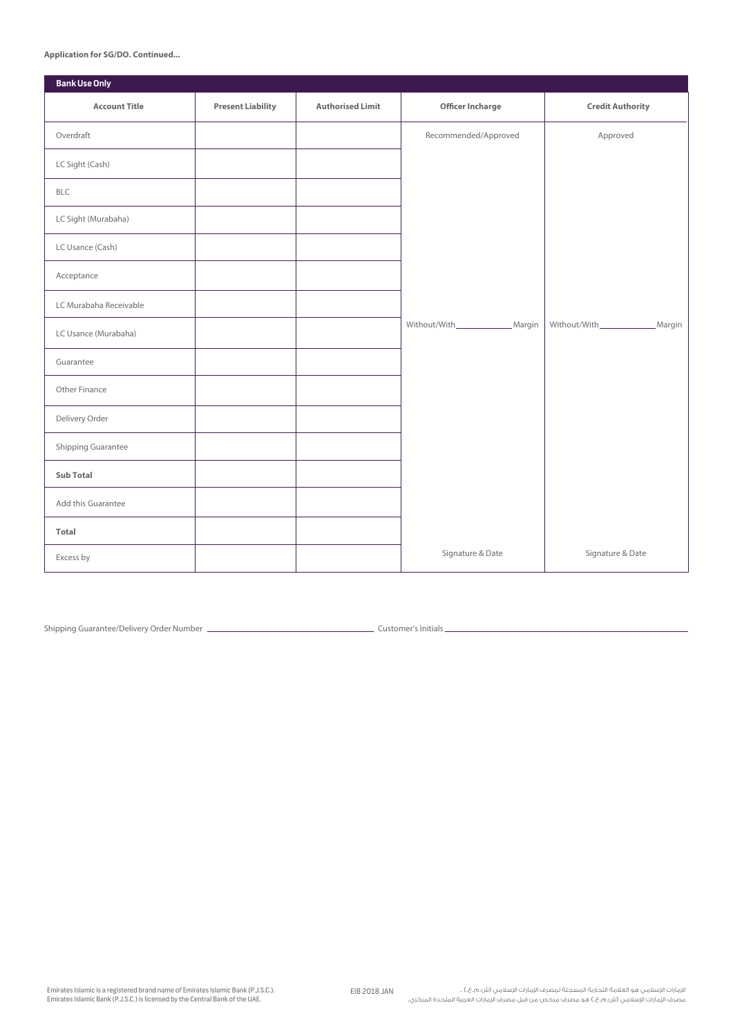Application for SG/DO. Continued...

**Bank Use Only**

| Account Title | Present Liability | Authorised Limit | Officer Incharge | Credit Authority |
|---|---|---|---|---|
| Overdraft | | | Recommended/Approved | Approved |
| LC Sight (Cash) | | | | |
| BLC | | | | |
| LC Sight (Murabaha) | | | | |
| LC Usance (Cash) | | | | |
| Acceptance | | | | |
| LC Murabaha Receivable | | | | |
| LC Usance (Murabaha) | | | Without/With\_\_\_\_\_\_\_\_\_\_\_\_ Margin | Without/With\_\_\_\_\_\_\_\_\_\_\_\_ Margin |
| Guarantee | | | | |
| Other Finance | | | | |
| Delivery Order | | | | |
| Shipping Guarantee | | | | |
| **Sub Total** | | | | |
| Add this Guarantee | | | | |
| **Total** | | | | |
| Excess by | | | Signature & Date | Signature & Date |

Shipping Guarantee/Delivery Order Number \_\_\_\_\_\_\_\_\_\_\_\_\_\_\_\_\_\_\_\_\_\_\_\_\_\_\_\_ Customer's Initials \_\_\_\_\_\_\_\_\_\_\_\_\_\_\_\_\_\_\_\_\_\_\_\_\_\_\_\_

Emirates Islamic is a registered brand name of Emirates Islamic Bank (P.J.S.C.).
Emirates Islamic Bank (P.J.S.C.) is licensed by the Central Bank of the UAE.

EIB 2018 JAN

الإمارات الإسلامي هو العلامة التجارية المسجلة لمصرف الإمارات الإسلامي (ش.م.ع.) .
مصرف الإمارات الإسلامي (ش.م.ع.) هو مصرف مرخص من قبل مصرف الإمارات العربية المتحدة المركزي.